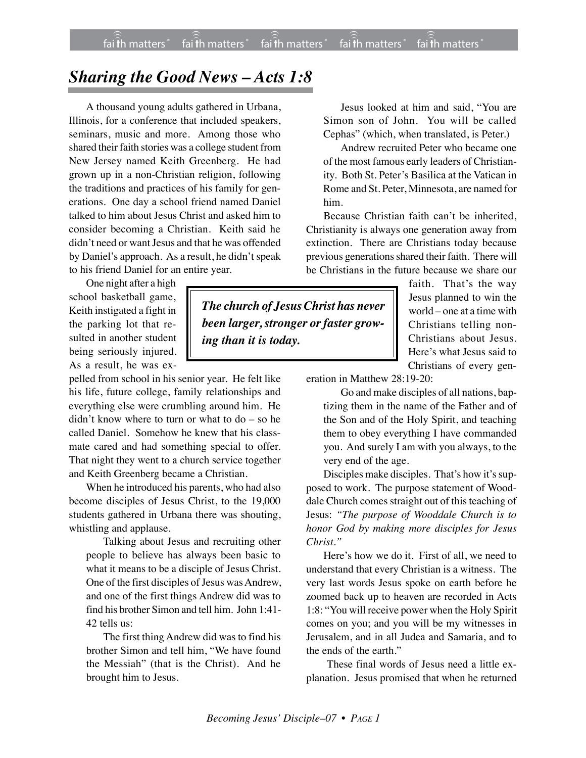# *Sharing the Good News – Acts 1:8*

A thousand young adults gathered in Urbana, Illinois, for a conference that included speakers, seminars, music and more. Among those who shared their faith stories was a college student from New Jersey named Keith Greenberg. He had grown up in a non-Christian religion, following the traditions and practices of his family for generations. One day a school friend named Daniel talked to him about Jesus Christ and asked him to consider becoming a Christian. Keith said he didn't need or want Jesus and that he was offended by Daniel's approach. As a result, he didn't speak to his friend Daniel for an entire year.

One night after a high school basketball game, Keith instigated a fight in the parking lot that resulted in another student being seriously injured. As a result, he was expelled from school in his senior year. He felt like his life, future college, family relationships and everything else were crumbling around him. He didn't know where to turn or what to do – so he called Daniel. Somehow he knew that his classmate cared and had something special to offer. That night they went to a church service together and Keith Greenberg became a Christian.

When he introduced his parents, who had also become disciples of Jesus Christ, to the 19,000 students gathered in Urbana there was shouting, whistling and applause.

> Talking about Jesus and recruiting other people to believe has always been basic to what it means to be a disciple of Jesus Christ. One of the first disciples of Jesus was Andrew, and one of the first things Andrew did was to find his brother Simon and tell him. John 1:41-42 tells us:
>
> The first thing Andrew did was to find his brother Simon and tell him, "We have found the Messiah" (that is the Christ). And he brought him to Jesus.
>
> Jesus looked at him and said, "You are Simon son of John. You will be called Cephas" (which, when translated, is Peter.)
>
> Andrew recruited Peter who became one of the most famous early leaders of Christianity. Both St. Peter's Basilica at the Vatican in Rome and St. Peter, Minnesota, are named for him.

Because Christian faith can't be inherited, Christianity is always one generation away from extinction. There are Christians today because previous generations shared their faith. There will be Christians in the future because we share our faith. That's the way Jesus planned to win the world – one at a time with Christians telling non-Christians about Jesus. Here's what Jesus said to Christians of every generation in Matthew 28:19-20:

> ***The church of Jesus Christ has never been larger, stronger or faster growing than it is today.***

> Go and make disciples of all nations, baptizing them in the name of the Father and of the Son and of the Holy Spirit, and teaching them to obey everything I have commanded you. And surely I am with you always, to the very end of the age.

Disciples make disciples. That's how it's supposed to work. The purpose statement of Wooddale Church comes straight out of this teaching of Jesus: *"The purpose of Wooddale Church is to honor God by making more disciples for Jesus Christ."*

Here's how we do it. First of all, we need to understand that every Christian is a witness. The very last words Jesus spoke on earth before he zoomed back up to heaven are recorded in Acts 1:8: "You will receive power when the Holy Spirit comes on you; and you will be my witnesses in Jerusalem, and in all Judea and Samaria, and to the ends of the earth."

These final words of Jesus need a little explanation. Jesus promised that when he returned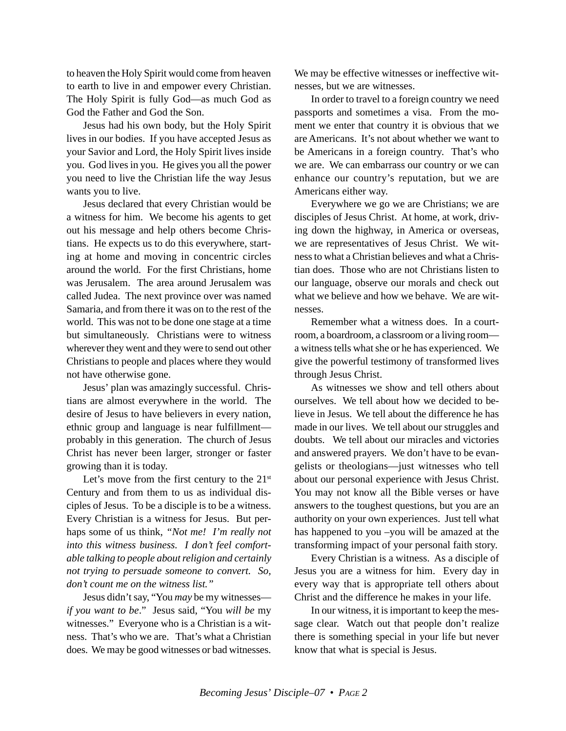to heaven the Holy Spirit would come from heaven to earth to live in and empower every Christian. The Holy Spirit is fully God—as much God as God the Father and God the Son.

Jesus had his own body, but the Holy Spirit lives in our bodies. If you have accepted Jesus as your Savior and Lord, the Holy Spirit lives inside you. God lives in you. He gives you all the power you need to live the Christian life the way Jesus wants you to live.

Jesus declared that every Christian would be a witness for him. We become his agents to get out his message and help others become Christians. He expects us to do this everywhere, starting at home and moving in concentric circles around the world. For the first Christians, home was Jerusalem. The area around Jerusalem was called Judea. The next province over was named Samaria, and from there it was on to the rest of the world. This was not to be done one stage at a time but simultaneously. Christians were to witness wherever they went and they were to send out other Christians to people and places where they would not have otherwise gone.

Jesus' plan was amazingly successful. Christians are almost everywhere in the world. The desire of Jesus to have believers in every nation, ethnic group and language is near fulfillment—probably in this generation. The church of Jesus Christ has never been larger, stronger or faster growing than it is today.

Let's move from the first century to the 21[st] Century and from them to us as individual disciples of Jesus. To be a disciple is to be a witness. Every Christian is a witness for Jesus. But perhaps some of us think, "*Not me! I'm really not into this witness business. I don't feel comfortable talking to people about religion and certainly not trying to persuade someone to convert. So, don't count me on the witness list.*"

Jesus didn't say, "You *may* be my witnesses—*if you want to be*." Jesus said, "You *will be* my witnesses." Everyone who is a Christian is a witness. That's who we are. That's what a Christian does. We may be good witnesses or bad witnesses. We may be effective witnesses or ineffective witnesses, but we are witnesses.

In order to travel to a foreign country we need passports and sometimes a visa. From the moment we enter that country it is obvious that we are Americans. It's not about whether we want to be Americans in a foreign country. That's who we are. We can embarrass our country or we can enhance our country's reputation, but we are Americans either way.

Everywhere we go we are Christians; we are disciples of Jesus Christ. At home, at work, driving down the highway, in America or overseas, we are representatives of Jesus Christ. We witness to what a Christian believes and what a Christian does. Those who are not Christians listen to our language, observe our morals and check out what we believe and how we behave. We are witnesses.

Remember what a witness does. In a courtroom, a boardroom, a classroom or a living room—a witness tells what she or he has experienced. We give the powerful testimony of transformed lives through Jesus Christ.

As witnesses we show and tell others about ourselves. We tell about how we decided to believe in Jesus. We tell about the difference he has made in our lives. We tell about our struggles and doubts. We tell about our miracles and victories and answered prayers. We don't have to be evangelists or theologians—just witnesses who tell about our personal experience with Jesus Christ. You may not know all the Bible verses or have answers to the toughest questions, but you are an authority on your own experiences. Just tell what has happened to you –you will be amazed at the transforming impact of your personal faith story.

Every Christian is a witness. As a disciple of Jesus you are a witness for him. Every day in every way that is appropriate tell others about Christ and the difference he makes in your life.

In our witness, it is important to keep the message clear. Watch out that people don't realize there is something special in your life but never know that what is special is Jesus.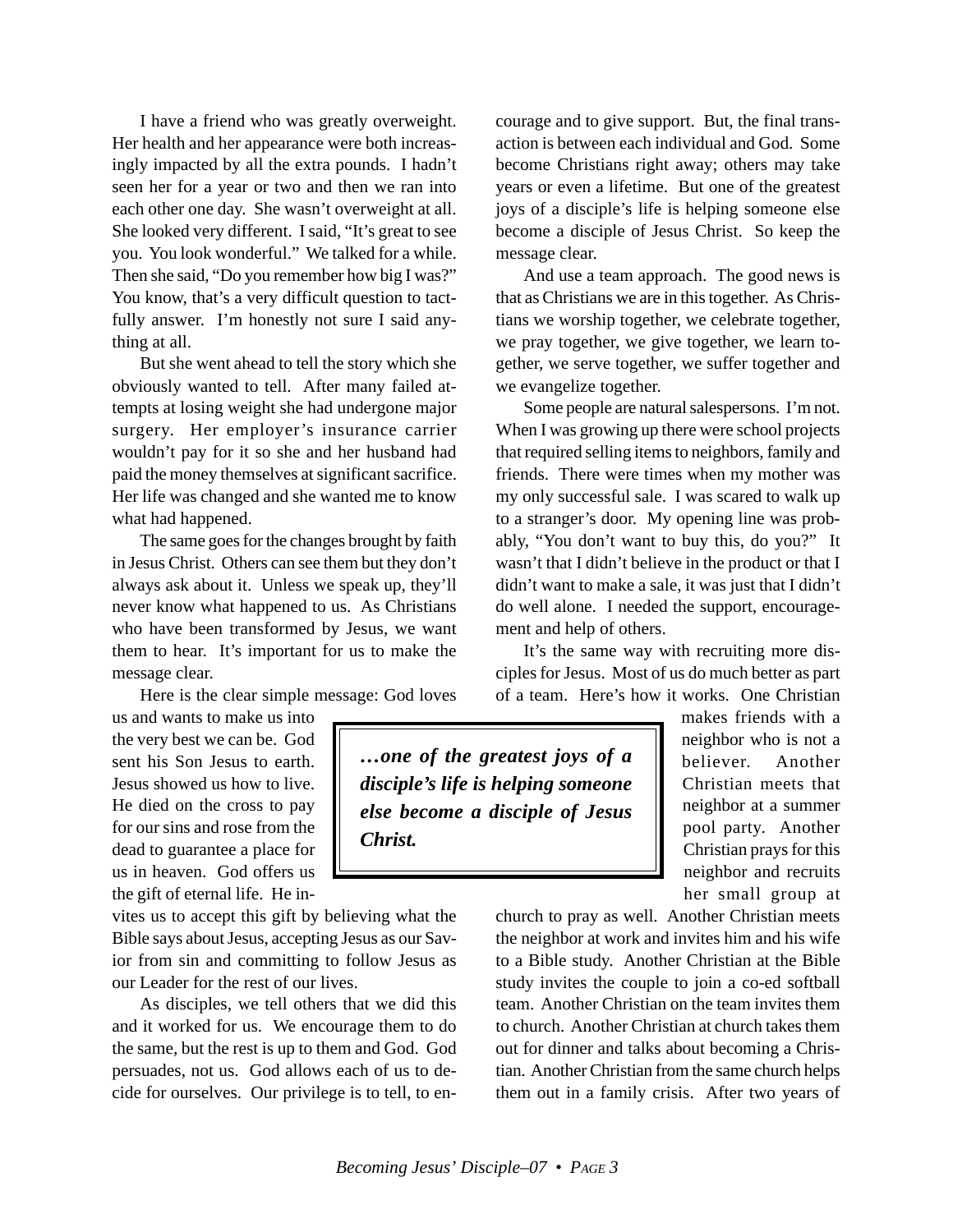I have a friend who was greatly overweight. Her health and her appearance were both increasingly impacted by all the extra pounds. I hadn't seen her for a year or two and then we ran into each other one day. She wasn't overweight at all. She looked very different. I said, "It's great to see you. You look wonderful." We talked for a while. Then she said, "Do you remember how big I was?" You know, that's a very difficult question to tactfully answer. I'm honestly not sure I said anything at all.

But she went ahead to tell the story which she obviously wanted to tell. After many failed attempts at losing weight she had undergone major surgery. Her employer's insurance carrier wouldn't pay for it so she and her husband had paid the money themselves at significant sacrifice. Her life was changed and she wanted me to know what had happened.

The same goes for the changes brought by faith in Jesus Christ. Others can see them but they don't always ask about it. Unless we speak up, they'll never know what happened to us. As Christians who have been transformed by Jesus, we want them to hear. It's important for us to make the message clear.

Here is the clear simple message: God loves us and wants to make us into the very best we can be. God sent his Son Jesus to earth. Jesus showed us how to live. He died on the cross to pay for our sins and rose from the dead to guarantee a place for us in heaven. God offers us the gift of eternal life. He invites us to accept this gift by believing what the Bible says about Jesus, accepting Jesus as our Savior from sin and committing to follow Jesus as our Leader for the rest of our lives.

> ***…one of the greatest joys of a disciple's life is helping someone else become a disciple of Jesus Christ.***

As disciples, we tell others that we did this and it worked for us. We encourage them to do the same, but the rest is up to them and God. God persuades, not us. God allows each of us to decide for ourselves. Our privilege is to tell, to encourage and to give support. But, the final transaction is between each individual and God. Some become Christians right away; others may take years or even a lifetime. But one of the greatest joys of a disciple's life is helping someone else become a disciple of Jesus Christ. So keep the message clear.

And use a team approach. The good news is that as Christians we are in this together. As Christians we worship together, we celebrate together, we pray together, we give together, we learn together, we serve together, we suffer together and we evangelize together.

Some people are natural salespersons. I'm not. When I was growing up there were school projects that required selling items to neighbors, family and friends. There were times when my mother was my only successful sale. I was scared to walk up to a stranger's door. My opening line was probably, "You don't want to buy this, do you?" It wasn't that I didn't believe in the product or that I didn't want to make a sale, it was just that I didn't do well alone. I needed the support, encouragement and help of others.

It's the same way with recruiting more disciples for Jesus. Most of us do much better as part of a team. Here's how it works. One Christian makes friends with a neighbor who is not a believer. Another Christian meets that neighbor at a summer pool party. Another Christian prays for this neighbor and recruits her small group at church to pray as well. Another Christian meets the neighbor at work and invites him and his wife to a Bible study. Another Christian at the Bible study invites the couple to join a co-ed softball team. Another Christian on the team invites them to church. Another Christian at church takes them out for dinner and talks about becoming a Christian. Another Christian from the same church helps them out in a family crisis. After two years of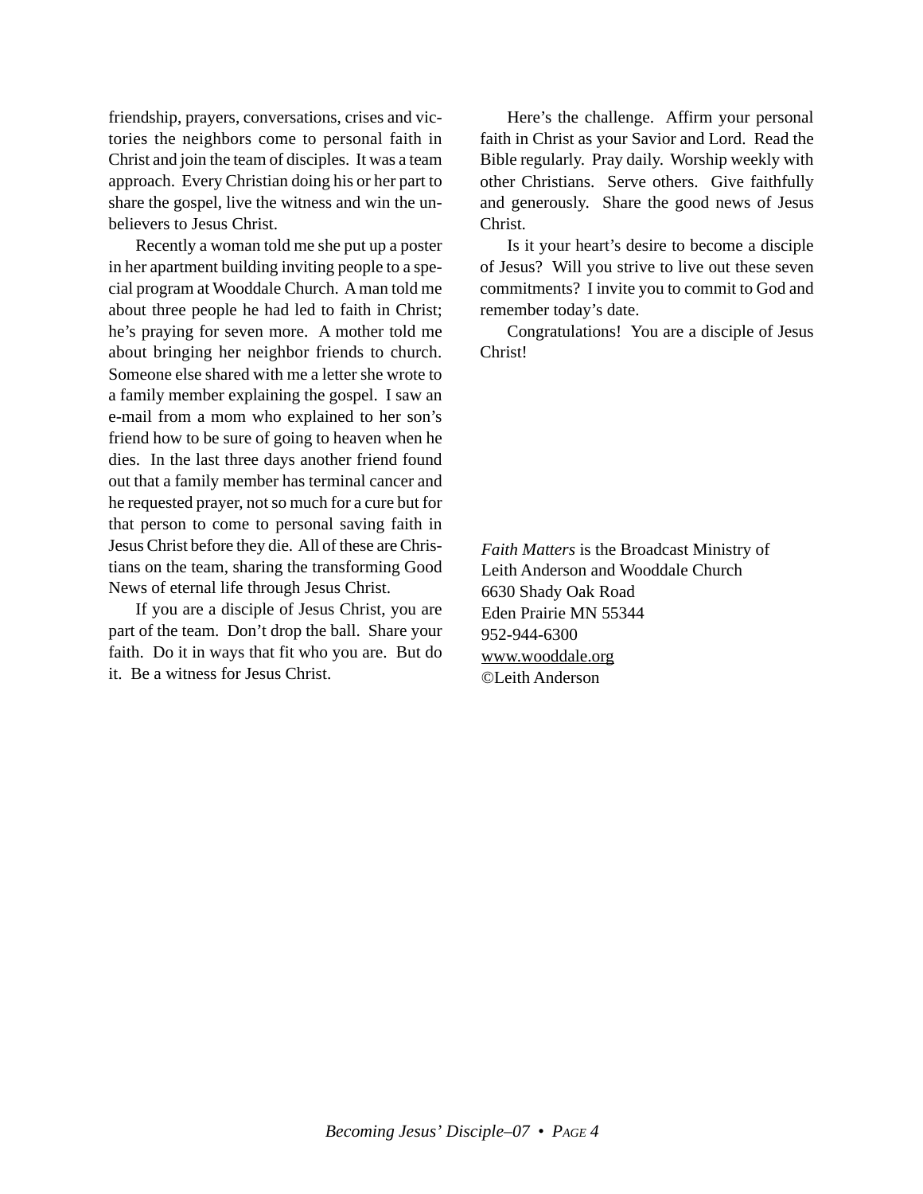friendship, prayers, conversations, crises and victories the neighbors come to personal faith in Christ and join the team of disciples. It was a team approach. Every Christian doing his or her part to share the gospel, live the witness and win the unbelievers to Jesus Christ.

Recently a woman told me she put up a poster in her apartment building inviting people to a special program at Wooddale Church. A man told me about three people he had led to faith in Christ; he's praying for seven more. A mother told me about bringing her neighbor friends to church. Someone else shared with me a letter she wrote to a family member explaining the gospel. I saw an e-mail from a mom who explained to her son's friend how to be sure of going to heaven when he dies. In the last three days another friend found out that a family member has terminal cancer and he requested prayer, not so much for a cure but for that person to come to personal saving faith in Jesus Christ before they die. All of these are Christians on the team, sharing the transforming Good News of eternal life through Jesus Christ.

If you are a disciple of Jesus Christ, you are part of the team. Don't drop the ball. Share your faith. Do it in ways that fit who you are. But do it. Be a witness for Jesus Christ.

Here's the challenge. Affirm your personal faith in Christ as your Savior and Lord. Read the Bible regularly. Pray daily. Worship weekly with other Christians. Serve others. Give faithfully and generously. Share the good news of Jesus Christ.

Is it your heart's desire to become a disciple of Jesus? Will you strive to live out these seven commitments? I invite you to commit to God and remember today's date.

Congratulations! You are a disciple of Jesus Christ!

*Faith Matters* is the Broadcast Ministry of
Leith Anderson and Wooddale Church
6630 Shady Oak Road
Eden Prairie MN 55344
952-944-6300
www.wooddale.org
©Leith Anderson